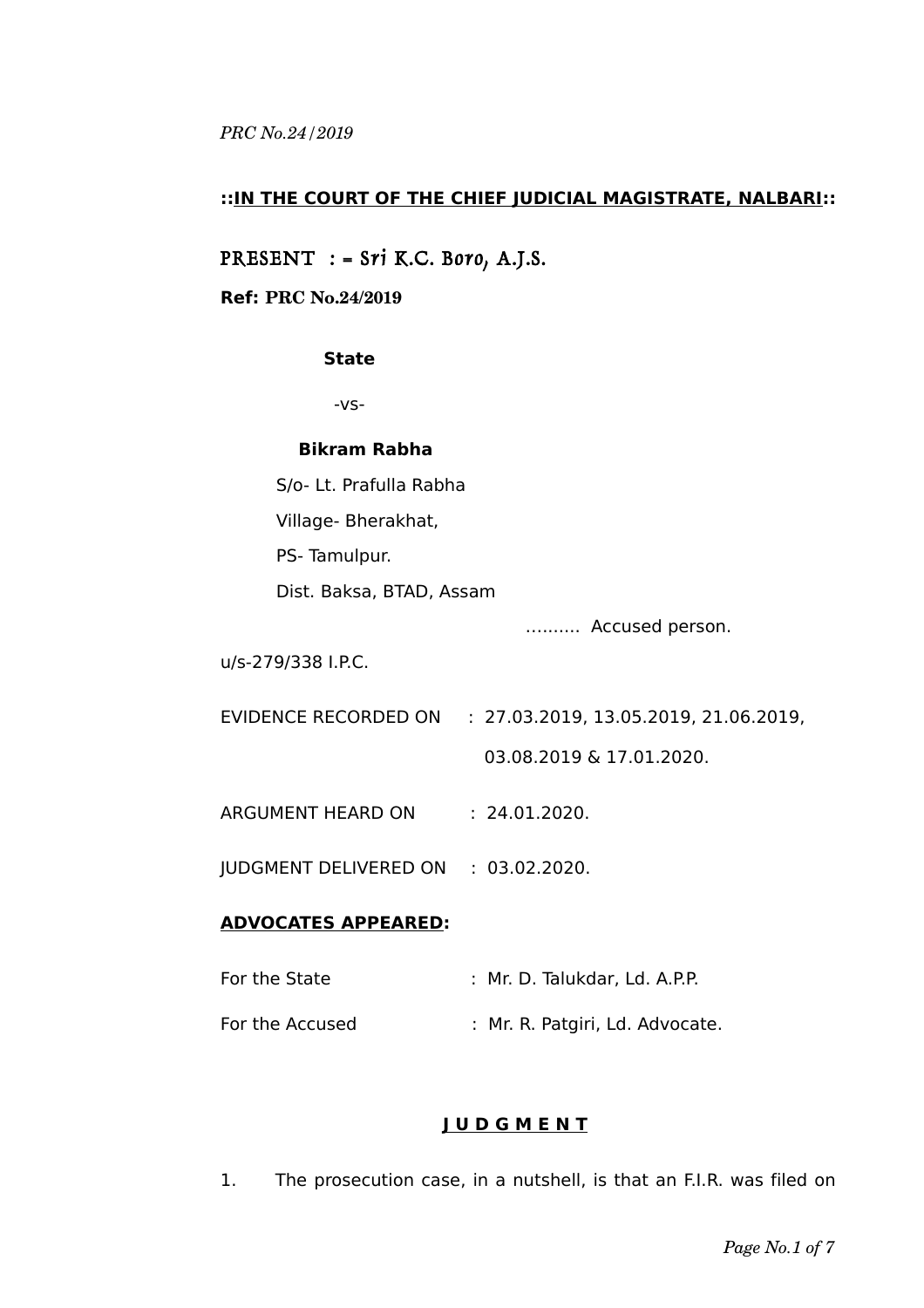**::IN THE COURT OF THE CHIEF JUDICIAL MAGISTRATE, NALBARI::**

PRESENT : = Sri K.C. Boro, A.J.S.

**Ref: PRC No.24/2019**

**State**

-vs-

**Bikram Rabha**

S/o- Lt. Prafulla Rabha

Village- Bherakhat,

PS- Tamulpur.

Dist. Baksa, BTAD, Assam

………. Accused person.

u/s-279/338 I.P.C.

EVIDENCE RECORDED ON : 27.03.2019, 13.05.2019, 21.06.2019, 03.08.2019 & 17.01.2020.

ARGUMENT HEARD ON : 24.01.2020.

JUDGMENT DELIVERED ON : 03.02.2020.

**ADVOCATES APPEARED:**

For the State : Mr. D. Talukdar, Ld. A.P.P.

For the Accused : Mr. R. Patgiri, Ld. Advocate.

## J U D G M E N T

1. The prosecution case, in a nutshell, is that an F.I.R. was filed on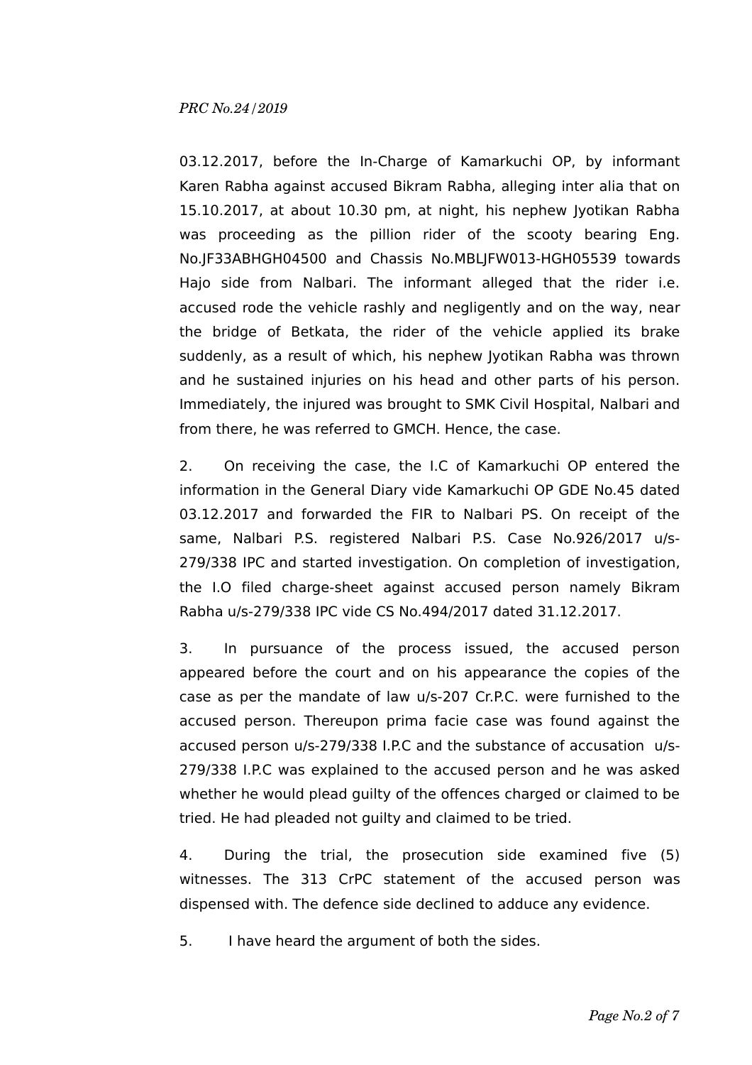03.12.2017, before the In-Charge of Kamarkuchi OP, by informant Karen Rabha against accused Bikram Rabha, alleging inter alia that on 15.10.2017, at about 10.30 pm, at night, his nephew Jyotikan Rabha was proceeding as the pillion rider of the scooty bearing Eng. No.JF33ABHGH04500 and Chassis No.MBLJFW013-HGH05539 towards Hajo side from Nalbari. The informant alleged that the rider i.e. accused rode the vehicle rashly and negligently and on the way, near the bridge of Betkata, the rider of the vehicle applied its brake suddenly, as a result of which, his nephew Jyotikan Rabha was thrown and he sustained injuries on his head and other parts of his person. Immediately, the injured was brought to SMK Civil Hospital, Nalbari and from there, he was referred to GMCH. Hence, the case.

2. On receiving the case, the I.C of Kamarkuchi OP entered the information in the General Diary vide Kamarkuchi OP GDE No.45 dated 03.12.2017 and forwarded the FIR to Nalbari PS. On receipt of the same, Nalbari P.S. registered Nalbari P.S. Case No.926/2017 u/s-279/338 IPC and started investigation. On completion of investigation, the I.O filed charge-sheet against accused person namely Bikram Rabha u/s-279/338 IPC vide CS No.494/2017 dated 31.12.2017.

3. In pursuance of the process issued, the accused person appeared before the court and on his appearance the copies of the case as per the mandate of law u/s-207 Cr.P.C. were furnished to the accused person. Thereupon prima facie case was found against the accused person u/s-279/338 I.P.C and the substance of accusation u/s-279/338 I.P.C was explained to the accused person and he was asked whether he would plead guilty of the offences charged or claimed to be tried. He had pleaded not guilty and claimed to be tried.

4. During the trial, the prosecution side examined five (5) witnesses. The 313 CrPC statement of the accused person was dispensed with. The defence side declined to adduce any evidence.

5. I have heard the argument of both the sides.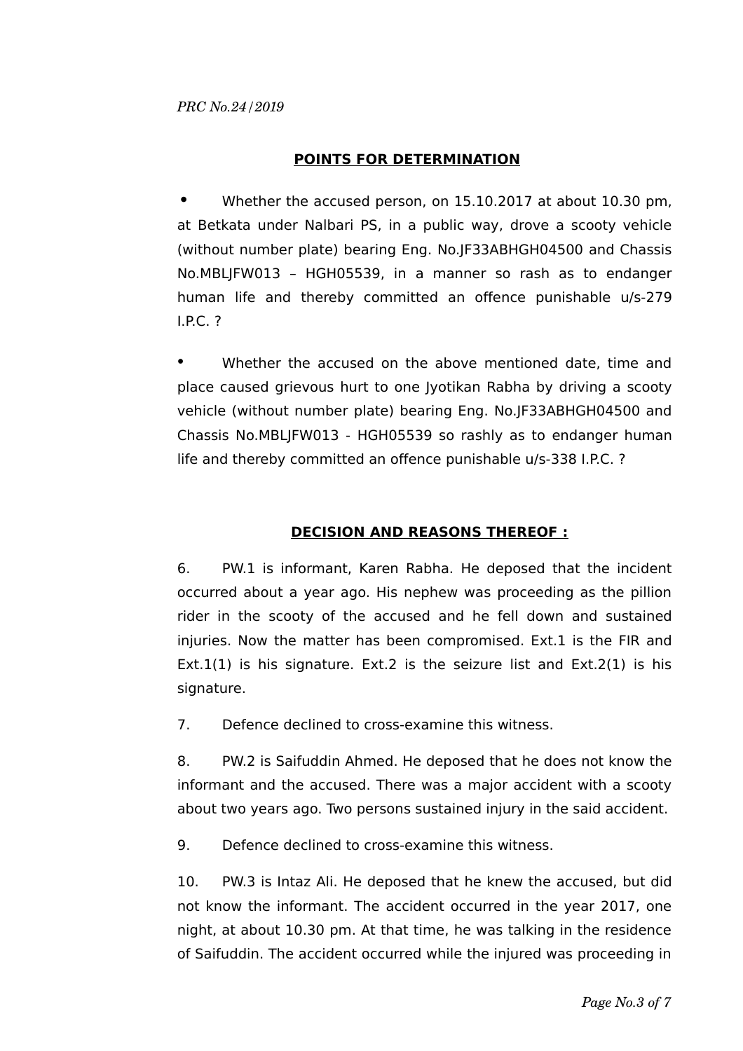## POINTS FOR DETERMINATION

- Whether the accused person, on 15.10.2017 at about 10.30 pm, at Betkata under Nalbari PS, in a public way, drove a scooty vehicle (without number plate) bearing Eng. No.JF33ABHGH04500 and Chassis No.MBLJFW013 – HGH05539, in a manner so rash as to endanger human life and thereby committed an offence punishable u/s-279 I.P.C. ?

- Whether the accused on the above mentioned date, time and place caused grievous hurt to one Jyotikan Rabha by driving a scooty vehicle (without number plate) bearing Eng. No.JF33ABHGH04500 and Chassis No.MBLJFW013 - HGH05539 so rashly as to endanger human life and thereby committed an offence punishable u/s-338 I.P.C. ?

## DECISION AND REASONS THEREOF :

6. PW.1 is informant, Karen Rabha. He deposed that the incident occurred about a year ago. His nephew was proceeding as the pillion rider in the scooty of the accused and he fell down and sustained injuries. Now the matter has been compromised. Ext.1 is the FIR and Ext.1(1) is his signature. Ext.2 is the seizure list and Ext.2(1) is his signature.

7. Defence declined to cross-examine this witness.

8. PW.2 is Saifuddin Ahmed. He deposed that he does not know the informant and the accused. There was a major accident with a scooty about two years ago. Two persons sustained injury in the said accident.

9. Defence declined to cross-examine this witness.

10. PW.3 is Intaz Ali. He deposed that he knew the accused, but did not know the informant. The accident occurred in the year 2017, one night, at about 10.30 pm. At that time, he was talking in the residence of Saifuddin. The accident occurred while the injured was proceeding in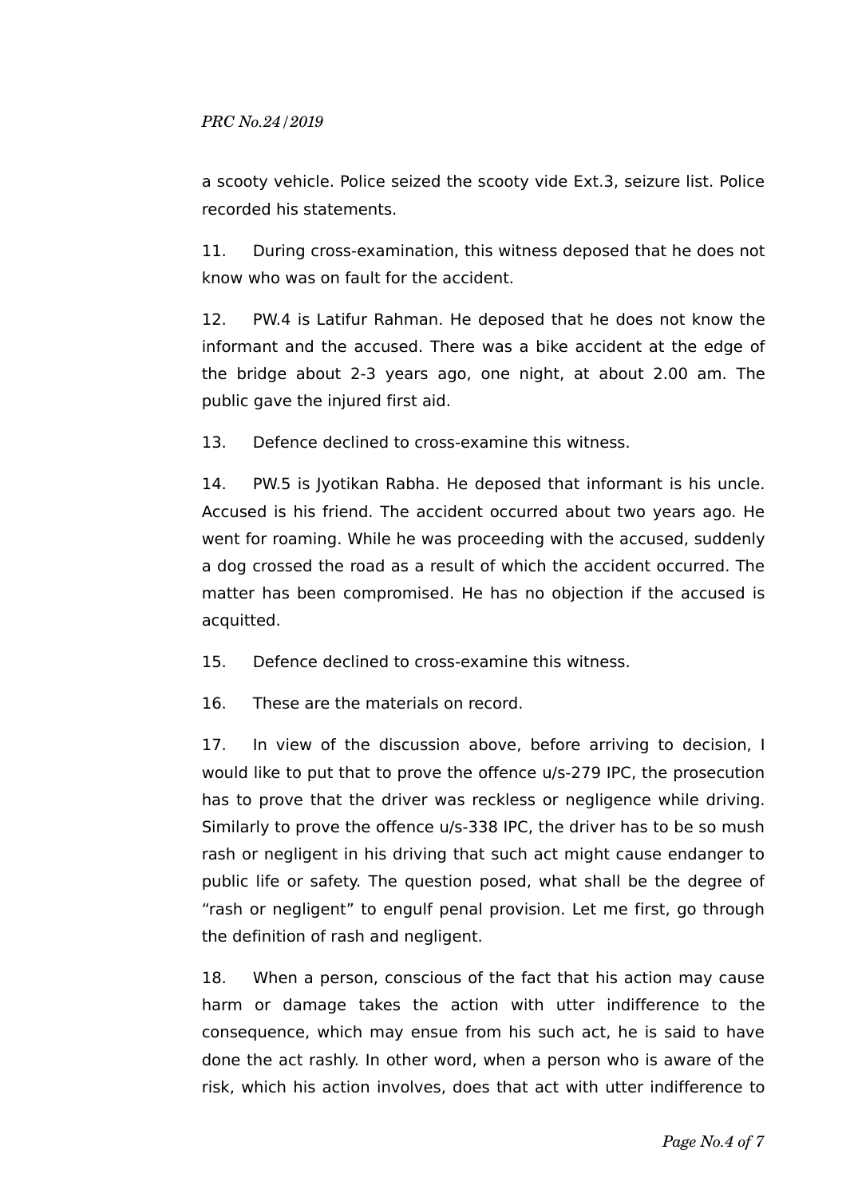a scooty vehicle. Police seized the scooty vide Ext.3, seizure list. Police recorded his statements.

11. During cross-examination, this witness deposed that he does not know who was on fault for the accident.

12. PW.4 is Latifur Rahman. He deposed that he does not know the informant and the accused. There was a bike accident at the edge of the bridge about 2-3 years ago, one night, at about 2.00 am. The public gave the injured first aid.

13. Defence declined to cross-examine this witness.

14. PW.5 is Jyotikan Rabha. He deposed that informant is his uncle. Accused is his friend. The accident occurred about two years ago. He went for roaming. While he was proceeding with the accused, suddenly a dog crossed the road as a result of which the accident occurred. The matter has been compromised. He has no objection if the accused is acquitted.

15. Defence declined to cross-examine this witness.

16. These are the materials on record.

17. In view of the discussion above, before arriving to decision, I would like to put that to prove the offence u/s-279 IPC, the prosecution has to prove that the driver was reckless or negligence while driving. Similarly to prove the offence u/s-338 IPC, the driver has to be so mush rash or negligent in his driving that such act might cause endanger to public life or safety. The question posed, what shall be the degree of "rash or negligent" to engulf penal provision. Let me first, go through the definition of rash and negligent.

18. When a person, conscious of the fact that his action may cause harm or damage takes the action with utter indifference to the consequence, which may ensue from his such act, he is said to have done the act rashly. In other word, when a person who is aware of the risk, which his action involves, does that act with utter indifference to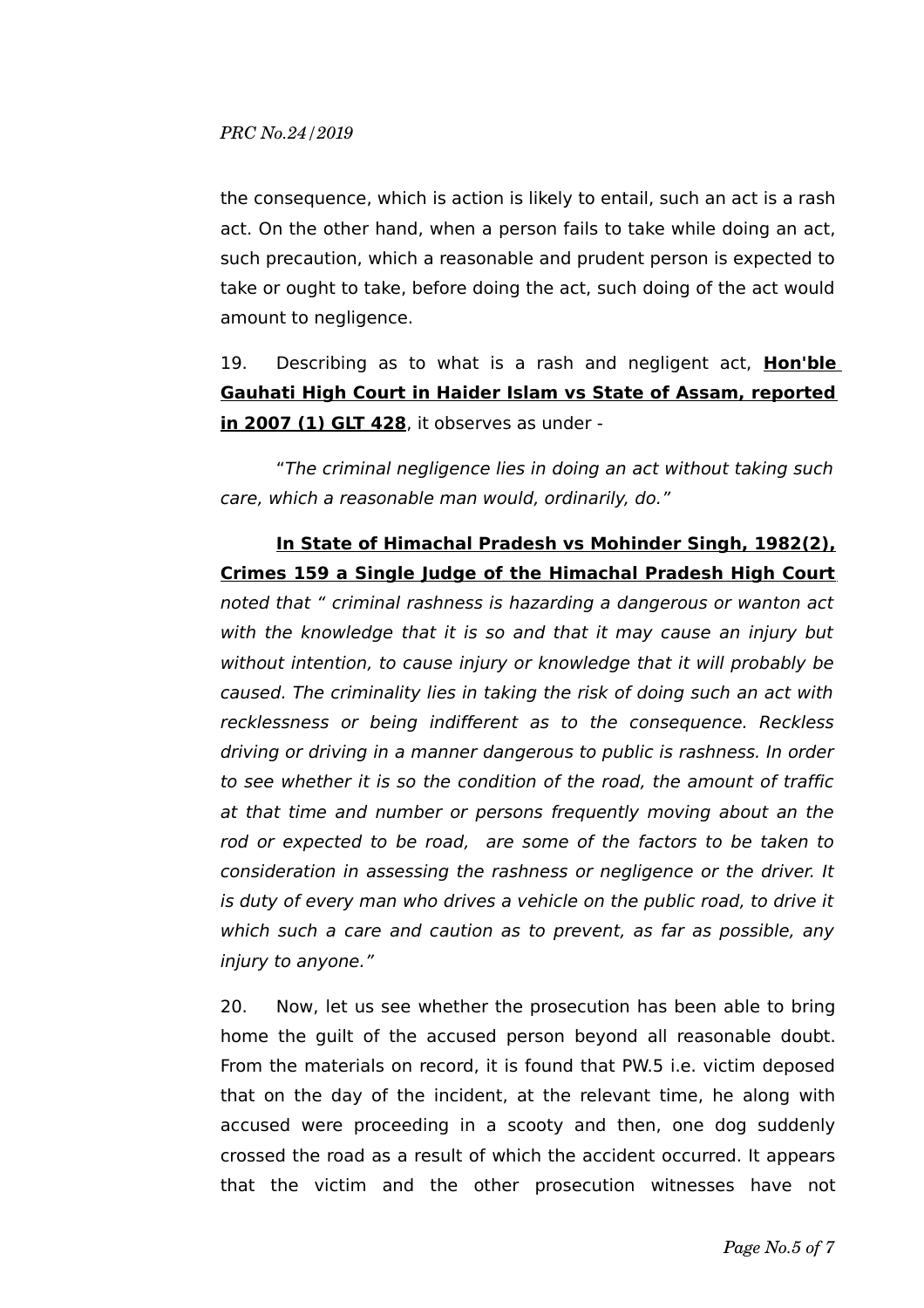the consequence, which is action is likely to entail, such an act is a rash act. On the other hand, when a person fails to take while doing an act, such precaution, which a reasonable and prudent person is expected to take or ought to take, before doing the act, such doing of the act would amount to negligence.

19. Describing as to what is a rash and negligent act, **Hon'ble Gauhati High Court in Haider Islam vs State of Assam, reported in 2007 (1) GLT 428**, it observes as under -

"*The criminal negligence lies in doing an act without taking such care, which a reasonable man would, ordinarily, do.*"

**In State of Himachal Pradesh vs Mohinder Singh, 1982(2), Crimes 159 a Single Judge of the Himachal Pradesh High Court** *noted that " criminal rashness is hazarding a dangerous or wanton act with the knowledge that it is so and that it may cause an injury but without intention, to cause injury or knowledge that it will probably be caused. The criminality lies in taking the risk of doing such an act with recklessness or being indifferent as to the consequence. Reckless driving or driving in a manner dangerous to public is rashness. In order to see whether it is so the condition of the road, the amount of traffic at that time and number or persons frequently moving about an the rod or expected to be road, are some of the factors to be taken to consideration in assessing the rashness or negligence or the driver. It is duty of every man who drives a vehicle on the public road, to drive it which such a care and caution as to prevent, as far as possible, any injury to anyone."*

20. Now, let us see whether the prosecution has been able to bring home the guilt of the accused person beyond all reasonable doubt. From the materials on record, it is found that PW.5 i.e. victim deposed that on the day of the incident, at the relevant time, he along with accused were proceeding in a scooty and then, one dog suddenly crossed the road as a result of which the accident occurred. It appears that the victim and the other prosecution witnesses have not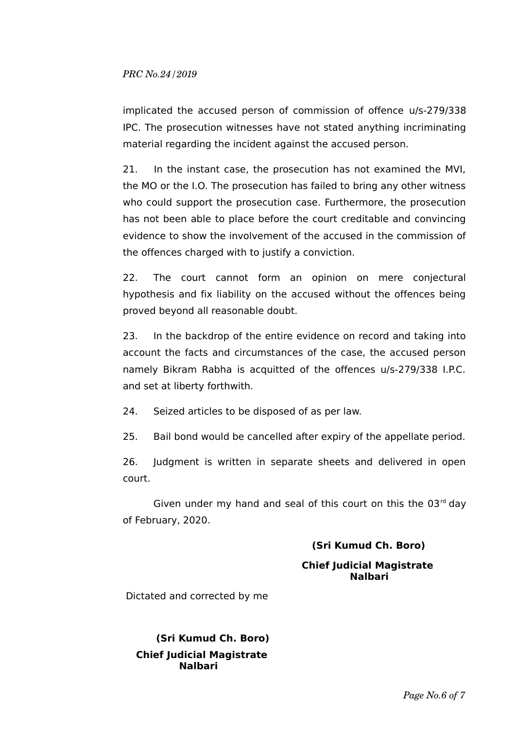implicated the accused person of commission of offence u/s-279/338 IPC. The prosecution witnesses have not stated anything incriminating material regarding the incident against the accused person.

21. In the instant case, the prosecution has not examined the MVI, the MO or the I.O. The prosecution has failed to bring any other witness who could support the prosecution case. Furthermore, the prosecution has not been able to place before the court creditable and convincing evidence to show the involvement of the accused in the commission of the offences charged with to justify a conviction.

22. The court cannot form an opinion on mere conjectural hypothesis and fix liability on the accused without the offences being proved beyond all reasonable doubt.

23. In the backdrop of the entire evidence on record and taking into account the facts and circumstances of the case, the accused person namely Bikram Rabha is acquitted of the offences u/s-279/338 I.P.C. and set at liberty forthwith.

24. Seized articles to be disposed of as per law.

25. Bail bond would be cancelled after expiry of the appellate period.

26. Judgment is written in separate sheets and delivered in open court.

Given under my hand and seal of this court on this the 03rd day of February, 2020.

**(Sri Kumud Ch. Boro)**

**Chief Judicial Magistrate**
**Nalbari**

Dictated and corrected by me

**(Sri Kumud Ch. Boro)**

**Chief Judicial Magistrate**
**Nalbari**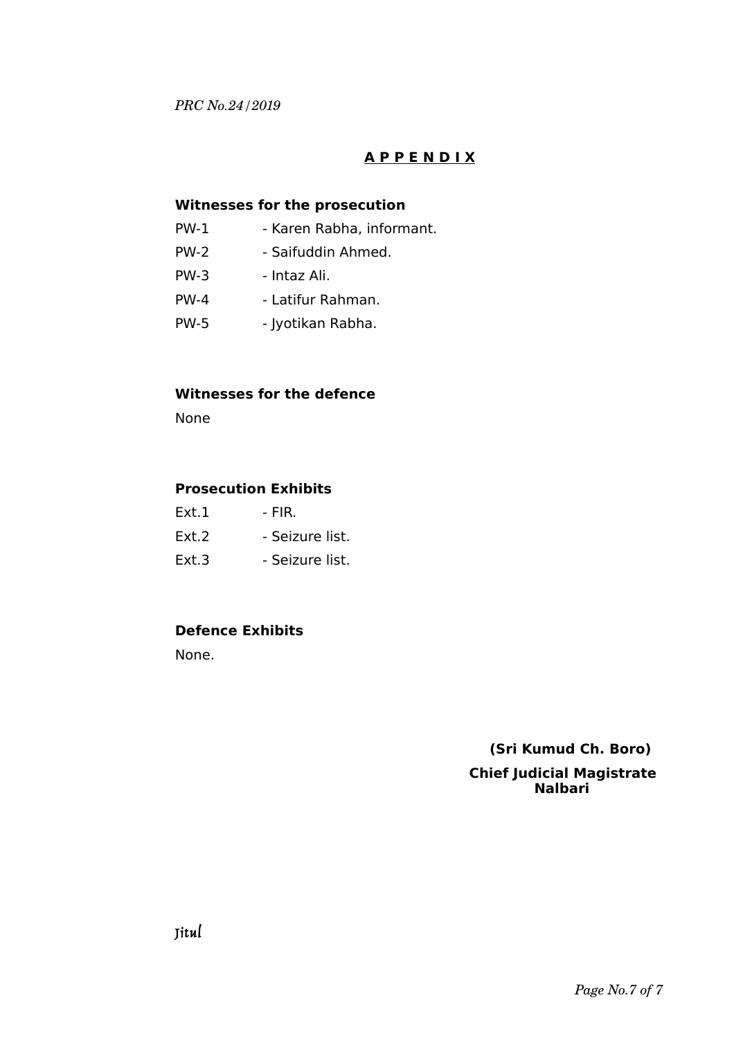## A P P E N D I X

**Witnesses for the prosecution**

PW-1 - Karen Rabha, informant.

PW-2 - Saifuddin Ahmed.

PW-3 - Intaz Ali.

PW-4 - Latifur Rahman.

PW-5 - Jyotikan Rabha.

**Witnesses for the defence**

None

**Prosecution Exhibits**

Ext.1 - FIR.

Ext.2 - Seizure list.

Ext.3 - Seizure list.

**Defence Exhibits**

None.

**(Sri Kumud Ch. Boro)**

**Chief Judicial Magistrate**
**Nalbari**

Jitul